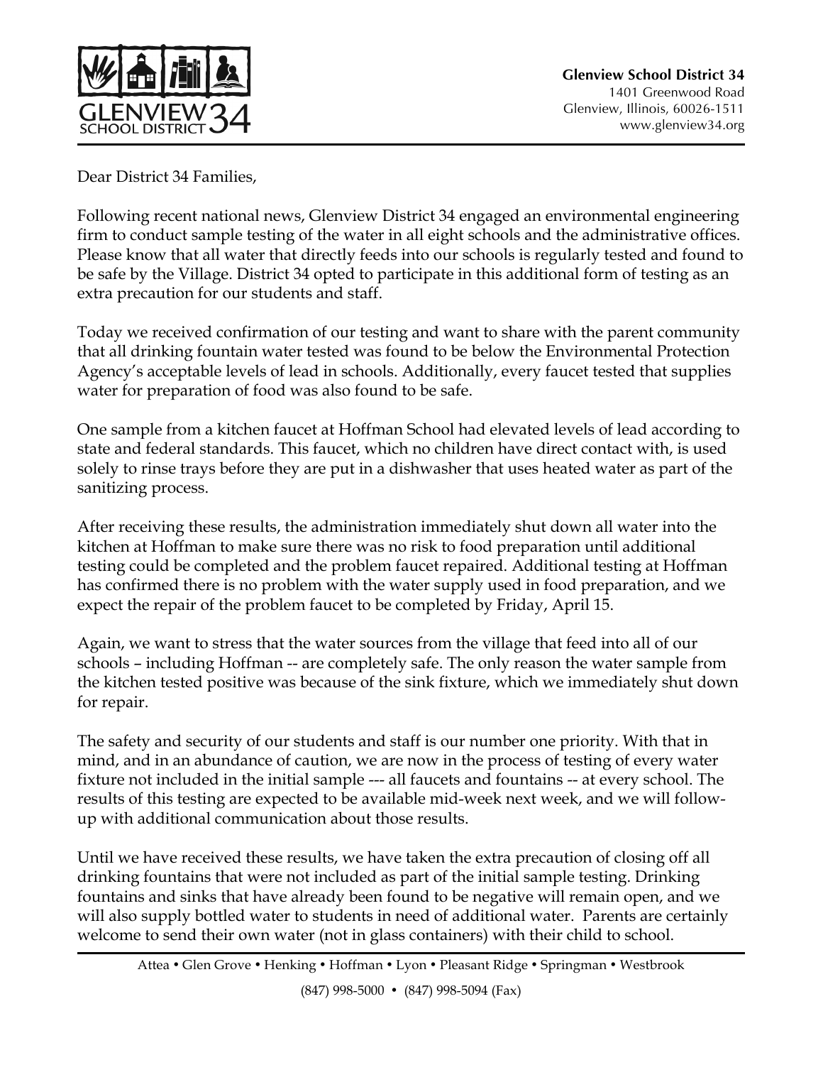**Glenview School District 34**
1401 Greenwood Road
Glenview, Illinois, 60026-1511
www.glenview34.org

Dear District 34 Families,

Following recent national news, Glenview District 34 engaged an environmental engineering firm to conduct sample testing of the water in all eight schools and the administrative offices. Please know that all water that directly feeds into our schools is regularly tested and found to be safe by the Village. District 34 opted to participate in this additional form of testing as an extra precaution for our students and staff.

Today we received confirmation of our testing and want to share with the parent community that all drinking fountain water tested was found to be below the Environmental Protection Agency's acceptable levels of lead in schools. Additionally, every faucet tested that supplies water for preparation of food was also found to be safe.

One sample from a kitchen faucet at Hoffman School had elevated levels of lead according to state and federal standards. This faucet, which no children have direct contact with, is used solely to rinse trays before they are put in a dishwasher that uses heated water as part of the sanitizing process.

After receiving these results, the administration immediately shut down all water into the kitchen at Hoffman to make sure there was no risk to food preparation until additional testing could be completed and the problem faucet repaired. Additional testing at Hoffman has confirmed there is no problem with the water supply used in food preparation, and we expect the repair of the problem faucet to be completed by Friday, April 15.

Again, we want to stress that the water sources from the village that feed into all of our schools – including Hoffman -- are completely safe. The only reason the water sample from the kitchen tested positive was because of the sink fixture, which we immediately shut down for repair.

The safety and security of our students and staff is our number one priority. With that in mind, and in an abundance of caution, we are now in the process of testing of every water fixture not included in the initial sample --- all faucets and fountains -- at every school. The results of this testing are expected to be available mid-week next week, and we will follow-up with additional communication about those results.

Until we have received these results, we have taken the extra precaution of closing off all drinking fountains that were not included as part of the initial sample testing. Drinking fountains and sinks that have already been found to be negative will remain open, and we will also supply bottled water to students in need of additional water. Parents are certainly welcome to send their own water (not in glass containers) with their child to school.

Attea • Glen Grove • Henking • Hoffman • Lyon • Pleasant Ridge • Springman • Westbrook

(847) 998-5000 • (847) 998-5094 (Fax)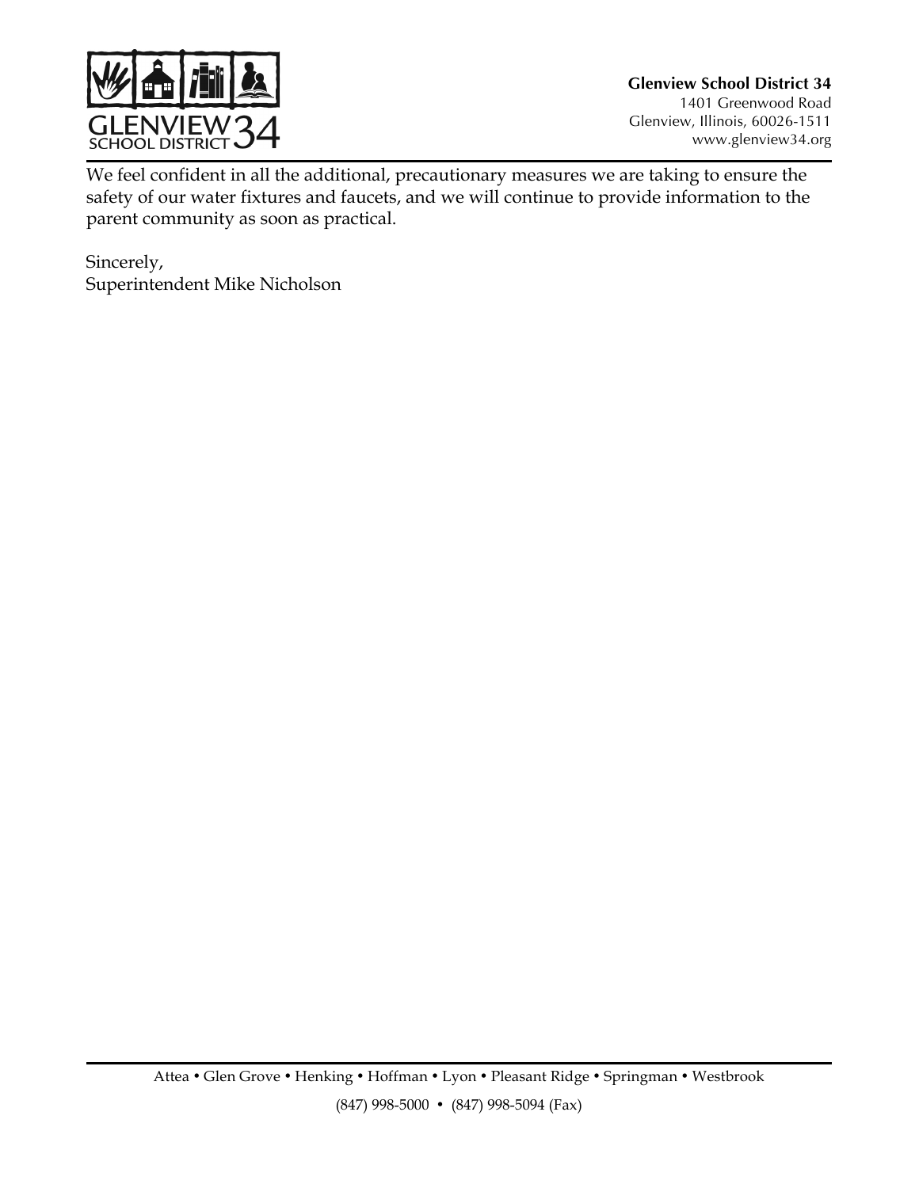We feel confident in all the additional, precautionary measures we are taking to ensure the safety of our water fixtures and faucets, and we will continue to provide information to the parent community as soon as practical.

Sincerely,
Superintendent Mike Nicholson